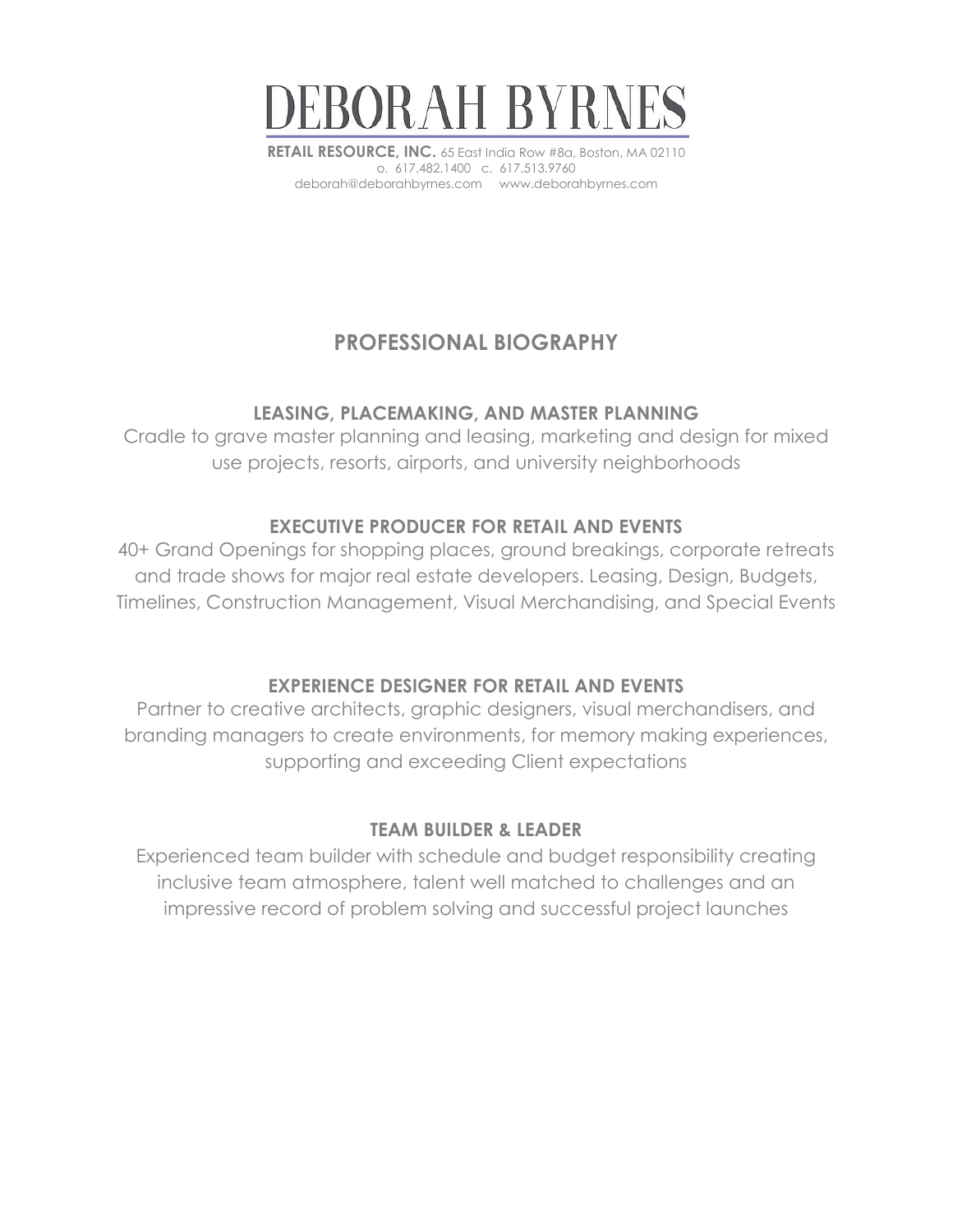# DEBORAH BYRNES

**RETAIL RESOURCE, INC.** 65 East India Row #8a, Boston, MA 02110
o. 617.482.1400 c. 617.513.9760
deborah@deborahbyrnes.com www.deborahbyrnes.com

## PROFESSIONAL BIOGRAPHY

### LEASING, PLACEMAKING, AND MASTER PLANNING

Cradle to grave master planning and leasing, marketing and design for mixed use projects, resorts, airports, and university neighborhoods

### EXECUTIVE PRODUCER FOR RETAIL AND EVENTS

40+ Grand Openings for shopping places, ground breakings, corporate retreats and trade shows for major real estate developers. Leasing, Design, Budgets, Timelines, Construction Management, Visual Merchandising, and Special Events

### EXPERIENCE DESIGNER FOR RETAIL AND EVENTS

Partner to creative architects, graphic designers, visual merchandisers, and branding managers to create environments, for memory making experiences, supporting and exceeding Client expectations

### TEAM BUILDER & LEADER

Experienced team builder with schedule and budget responsibility creating inclusive team atmosphere, talent well matched to challenges and an impressive record of problem solving and successful project launches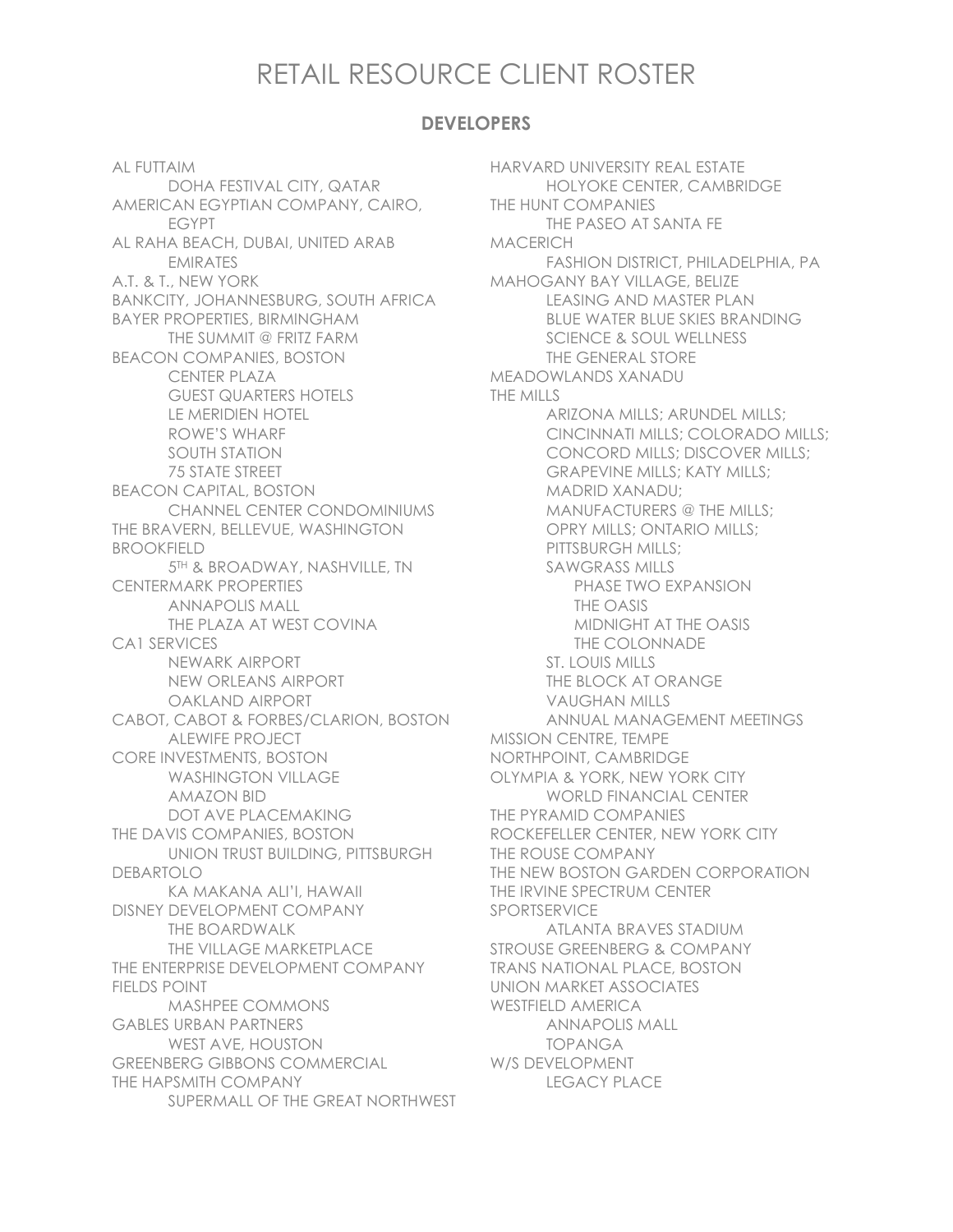# RETAIL RESOURCE CLIENT ROSTER

## DEVELOPERS

- AL FUTTAIM
  - DOHA FESTIVAL CITY, QATAR
- AMERICAN EGYPTIAN COMPANY, CAIRO, EGYPT
- AL RAHA BEACH, DUBAI, UNITED ARAB EMIRATES
- A.T. & T., NEW YORK
- BANKCITY, JOHANNESBURG, SOUTH AFRICA
- BAYER PROPERTIES, BIRMINGHAM
  - THE SUMMIT @ FRITZ FARM
- BEACON COMPANIES, BOSTON
  - CENTER PLAZA
  - GUEST QUARTERS HOTELS
  - LE MERIDIEN HOTEL
  - ROWE'S WHARF
  - SOUTH STATION
  - 75 STATE STREET
- BEACON CAPITAL, BOSTON
  - CHANNEL CENTER CONDOMINIUMS
- THE BRAVERN, BELLEVUE, WASHINGTON
- BROOKFIELD
  - 5TH & BROADWAY, NASHVILLE, TN
- CENTERMARK PROPERTIES
  - ANNAPOLIS MALL
  - THE PLAZA AT WEST COVINA
- CA1 SERVICES
  - NEWARK AIRPORT
  - NEW ORLEANS AIRPORT
  - OAKLAND AIRPORT
- CABOT, CABOT & FORBES/CLARION, BOSTON
  - ALEWIFE PROJECT
- CORE INVESTMENTS, BOSTON
  - WASHINGTON VILLAGE
  - AMAZON BID
  - DOT AVE PLACEMAKING
- THE DAVIS COMPANIES, BOSTON
  - UNION TRUST BUILDING, PITTSBURGH
- DEBARTOLO
  - KA MAKANA ALI'I, HAWAII
- DISNEY DEVELOPMENT COMPANY
  - THE BOARDWALK
  - THE VILLAGE MARKETPLACE
- THE ENTERPRISE DEVELOPMENT COMPANY
- FIELDS POINT
  - MASHPEE COMMONS
- GABLES URBAN PARTNERS
  - WEST AVE, HOUSTON
- GREENBERG GIBBONS COMMERCIAL
- THE HAPSMITH COMPANY
  - SUPERMALL OF THE GREAT NORTHWEST
- HARVARD UNIVERSITY REAL ESTATE
  - HOLYOKE CENTER, CAMBRIDGE
- THE HUNT COMPANIES
  - THE PASEO AT SANTA FE
- MACERICH
  - FASHION DISTRICT, PHILADELPHIA, PA
- MAHOGANY BAY VILLAGE, BELIZE
  - LEASING AND MASTER PLAN
  - BLUE WATER BLUE SKIES BRANDING
  - SCIENCE & SOUL WELLNESS
  - THE GENERAL STORE
- MEADOWLANDS XANADU
- THE MILLS
  - ARIZONA MILLS; ARUNDEL MILLS; CINCINNATI MILLS; COLORADO MILLS; CONCORD MILLS; DISCOVER MILLS; GRAPEVINE MILLS; KATY MILLS; MADRID XANADU; MANUFACTURERS @ THE MILLS; OPRY MILLS; ONTARIO MILLS; PITTSBURGH MILLS;
  - SAWGRASS MILLS
    - PHASE TWO EXPANSION
    - THE OASIS
    - MIDNIGHT AT THE OASIS
    - THE COLONNADE
  - ST. LOUIS MILLS
  - THE BLOCK AT ORANGE
  - VAUGHAN MILLS
  - ANNUAL MANAGEMENT MEETINGS
- MISSION CENTRE, TEMPE
- NORTHPOINT, CAMBRIDGE
- OLYMPIA & YORK, NEW YORK CITY
  - WORLD FINANCIAL CENTER
- THE PYRAMID COMPANIES
- ROCKEFELLER CENTER, NEW YORK CITY
- THE ROUSE COMPANY
- THE NEW BOSTON GARDEN CORPORATION
- THE IRVINE SPECTRUM CENTER
- SPORTSERVICE
  - ATLANTA BRAVES STADIUM
- STROUSE GREENBERG & COMPANY
- TRANS NATIONAL PLACE, BOSTON
- UNION MARKET ASSOCIATES
- WESTFIELD AMERICA
  - ANNAPOLIS MALL
  - TOPANGA
- W/S DEVELOPMENT
  - LEGACY PLACE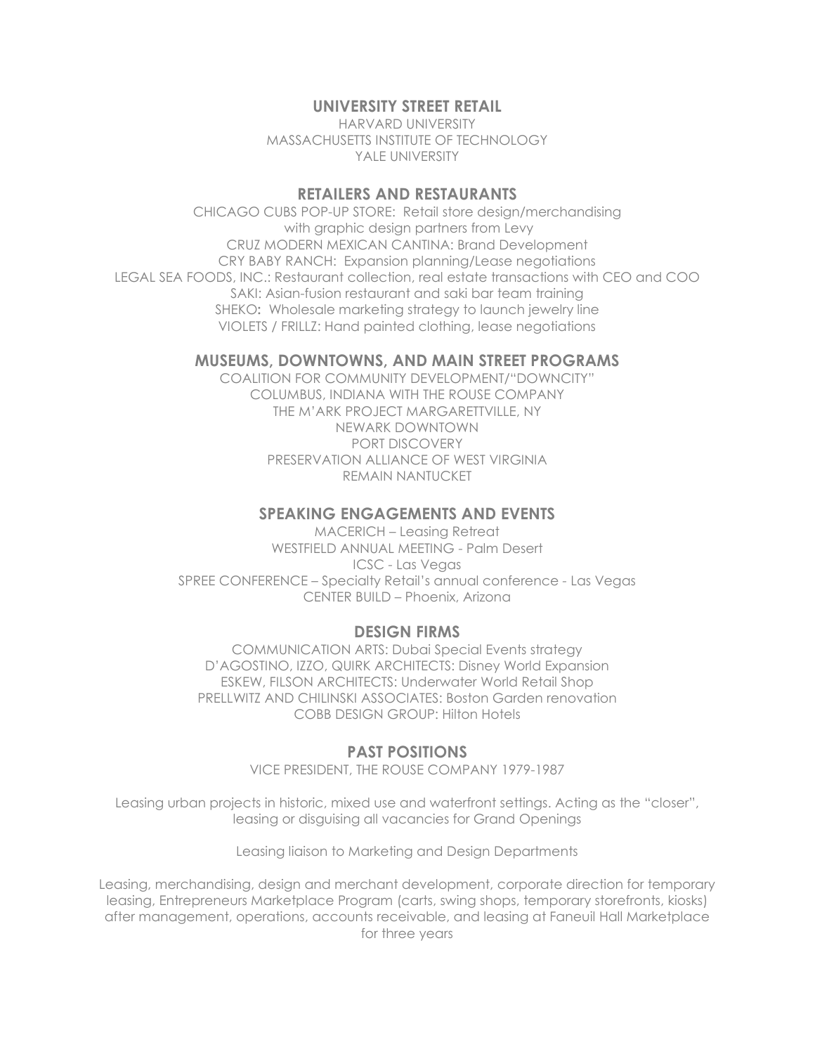## UNIVERSITY STREET RETAIL

HARVARD UNIVERSITY
MASSACHUSETTS INSTITUTE OF TECHNOLOGY
YALE UNIVERSITY

## RETAILERS AND RESTAURANTS

CHICAGO CUBS POP-UP STORE: Retail store design/merchandising with graphic design partners from Levy
CRUZ MODERN MEXICAN CANTINA: Brand Development
CRY BABY RANCH: Expansion planning/Lease negotiations
LEGAL SEA FOODS, INC.: Restaurant collection, real estate transactions with CEO and COO
SAKI: Asian-fusion restaurant and saki bar team training
SHEKO: Wholesale marketing strategy to launch jewelry line
VIOLETS / FRILLZ: Hand painted clothing, lease negotiations

## MUSEUMS, DOWNTOWNS, AND MAIN STREET PROGRAMS

COALITION FOR COMMUNITY DEVELOPMENT/"DOWNCITY"
COLUMBUS, INDIANA WITH THE ROUSE COMPANY
THE M'ARK PROJECT MARGARETTVILLE, NY
NEWARK DOWNTOWN
PORT DISCOVERY
PRESERVATION ALLIANCE OF WEST VIRGINIA
REMAIN NANTUCKET

## SPEAKING ENGAGEMENTS AND EVENTS

MACERICH – Leasing Retreat
WESTFIELD ANNUAL MEETING - Palm Desert
ICSC - Las Vegas
SPREE CONFERENCE – Specialty Retail's annual conference - Las Vegas
CENTER BUILD – Phoenix, Arizona

## DESIGN FIRMS

COMMUNICATION ARTS: Dubai Special Events strategy
D'AGOSTINO, IZZO, QUIRK ARCHITECTS: Disney World Expansion
ESKEW, FILSON ARCHITECTS: Underwater World Retail Shop
PRELLWITZ AND CHILINSKI ASSOCIATES: Boston Garden renovation
COBB DESIGN GROUP: Hilton Hotels

## PAST POSITIONS

VICE PRESIDENT, THE ROUSE COMPANY 1979-1987

Leasing urban projects in historic, mixed use and waterfront settings. Acting as the "closer", leasing or disguising all vacancies for Grand Openings

Leasing liaison to Marketing and Design Departments

Leasing, merchandising, design and merchant development, corporate direction for temporary leasing, Entrepreneurs Marketplace Program (carts, swing shops, temporary storefronts, kiosks) after management, operations, accounts receivable, and leasing at Faneuil Hall Marketplace for three years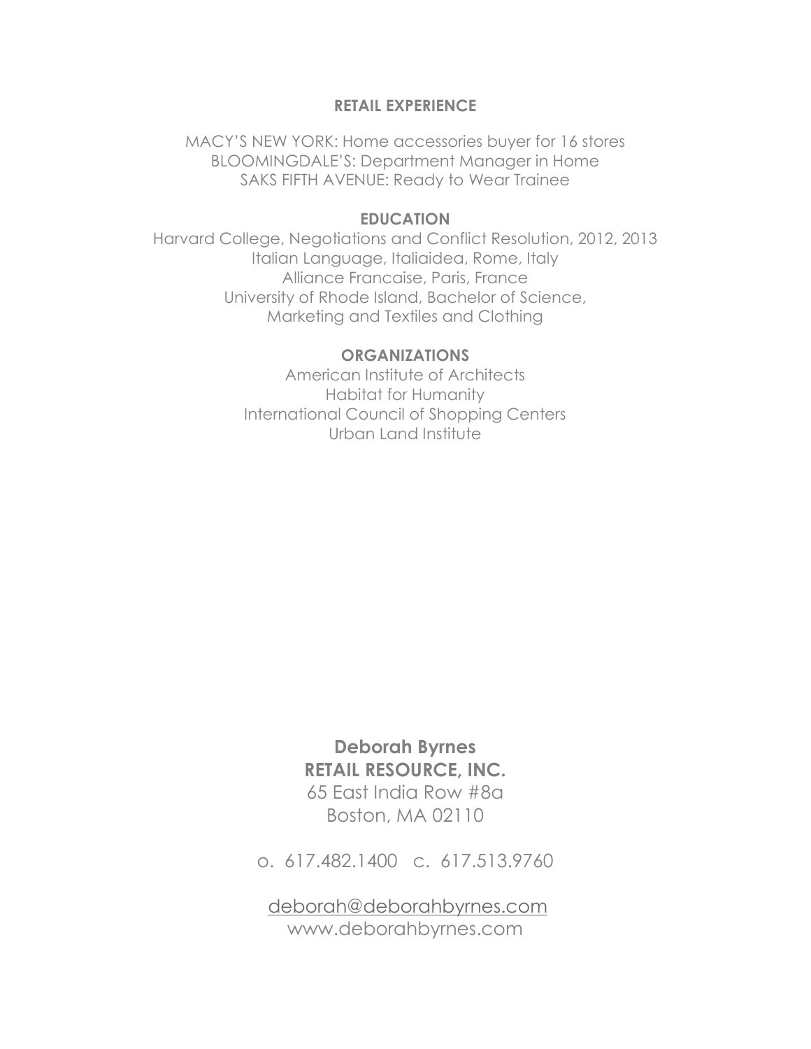## RETAIL EXPERIENCE

MACY'S NEW YORK: Home accessories buyer for 16 stores
BLOOMINGDALE'S: Department Manager in Home
SAKS FIFTH AVENUE: Ready to Wear Trainee

## EDUCATION

Harvard College, Negotiations and Conflict Resolution, 2012, 2013
Italian Language, Italiaidea, Rome, Italy
Alliance Francaise, Paris, France
University of Rhode Island, Bachelor of Science,
Marketing and Textiles and Clothing

## ORGANIZATIONS

American Institute of Architects
Habitat for Humanity
International Council of Shopping Centers
Urban Land Institute

**Deborah Byrnes**
**RETAIL RESOURCE, INC.**
65 East India Row #8a
Boston, MA 02110

o. 617.482.1400   c. 617.513.9760

deborah@deborahbyrnes.com
www.deborahbyrnes.com